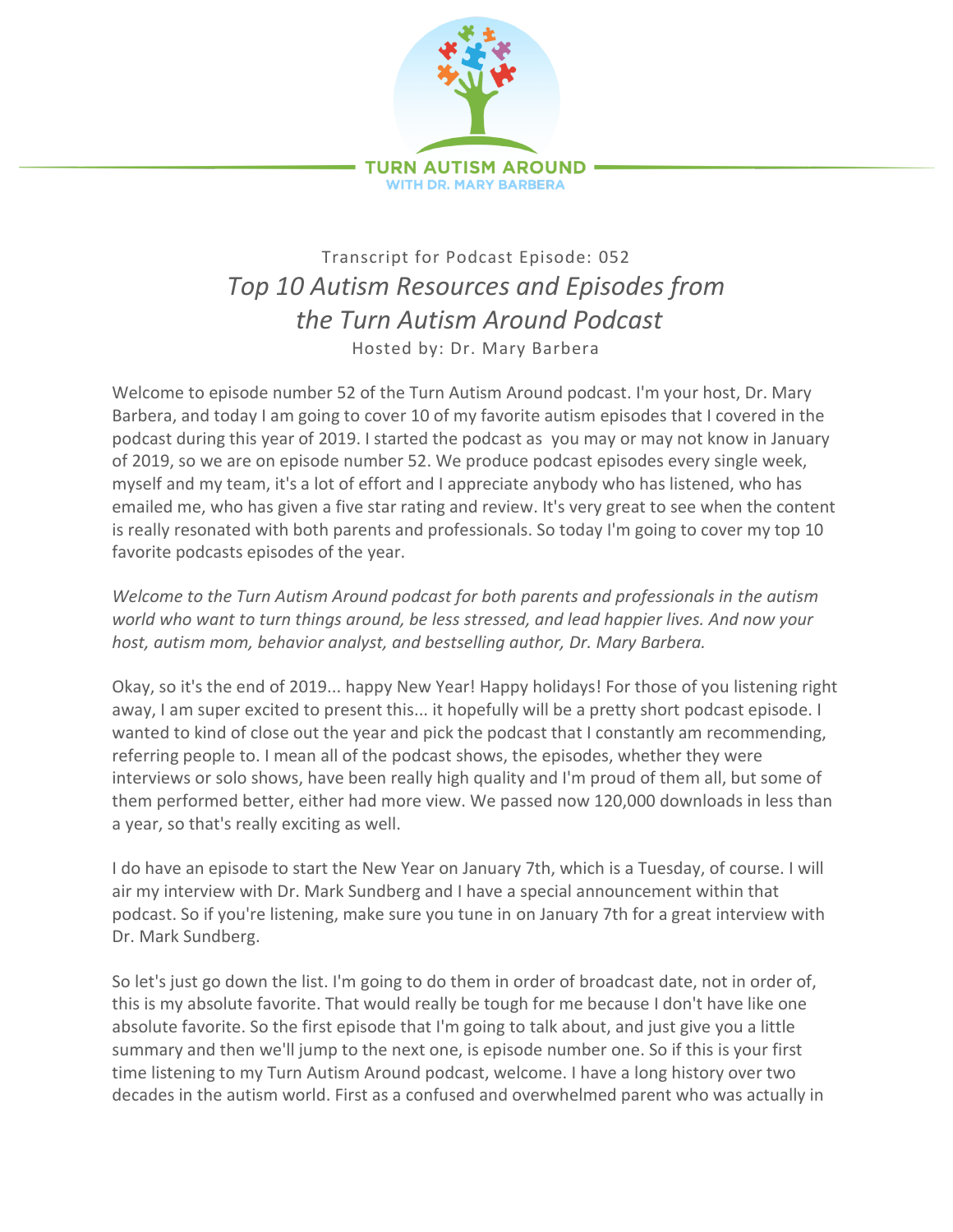TURN AUTISM AROUND
WITH DR. MARY BARBERA

Transcript for Podcast Episode: 052

# *Top 10 Autism Resources and Episodes from the Turn Autism Around Podcast*

Hosted by: Dr. Mary Barbera

Welcome to episode number 52 of the Turn Autism Around podcast. I'm your host, Dr. Mary Barbera, and today I am going to cover 10 of my favorite autism episodes that I covered in the podcast during this year of 2019. I started the podcast as you may or may not know in January of 2019, so we are on episode number 52. We produce podcast episodes every single week, myself and my team, it's a lot of effort and I appreciate anybody who has listened, who has emailed me, who has given a five star rating and review. It's very great to see when the content is really resonated with both parents and professionals. So today I'm going to cover my top 10 favorite podcasts episodes of the year.

*Welcome to the Turn Autism Around podcast for both parents and professionals in the autism world who want to turn things around, be less stressed, and lead happier lives. And now your host, autism mom, behavior analyst, and bestselling author, Dr. Mary Barbera.*

Okay, so it's the end of 2019... happy New Year! Happy holidays! For those of you listening right away, I am super excited to present this... it hopefully will be a pretty short podcast episode. I wanted to kind of close out the year and pick the podcast that I constantly am recommending, referring people to. I mean all of the podcast shows, the episodes, whether they were interviews or solo shows, have been really high quality and I'm proud of them all, but some of them performed better, either had more view. We passed now 120,000 downloads in less than a year, so that's really exciting as well.

I do have an episode to start the New Year on January 7th, which is a Tuesday, of course. I will air my interview with Dr. Mark Sundberg and I have a special announcement within that podcast. So if you're listening, make sure you tune in on January 7th for a great interview with Dr. Mark Sundberg.

So let's just go down the list. I'm going to do them in order of broadcast date, not in order of, this is my absolute favorite. That would really be tough for me because I don't have like one absolute favorite. So the first episode that I'm going to talk about, and just give you a little summary and then we'll jump to the next one, is episode number one. So if this is your first time listening to my Turn Autism Around podcast, welcome. I have a long history over two decades in the autism world. First as a confused and overwhelmed parent who was actually in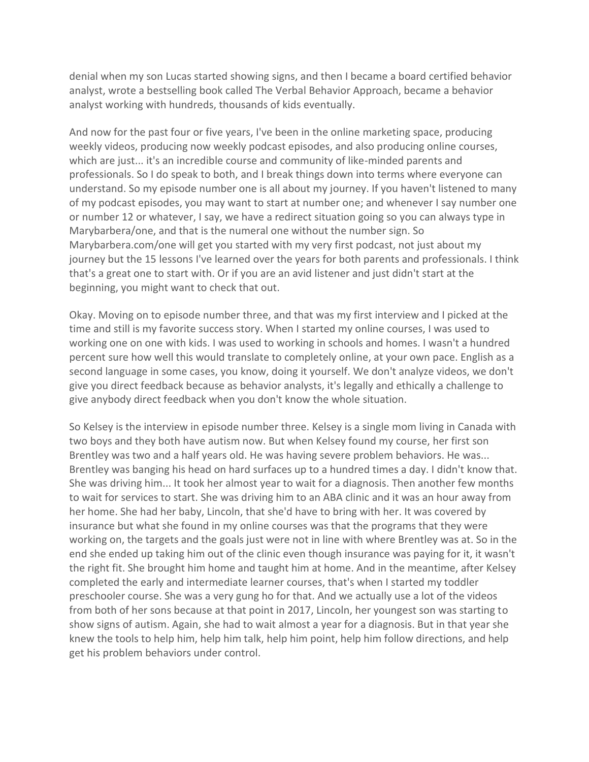denial when my son Lucas started showing signs, and then I became a board certified behavior analyst, wrote a bestselling book called The Verbal Behavior Approach, became a behavior analyst working with hundreds, thousands of kids eventually.

And now for the past four or five years, I've been in the online marketing space, producing weekly videos, producing now weekly podcast episodes, and also producing online courses, which are just... it's an incredible course and community of like-minded parents and professionals. So I do speak to both, and I break things down into terms where everyone can understand. So my episode number one is all about my journey. If you haven't listened to many of my podcast episodes, you may want to start at number one; and whenever I say number one or number 12 or whatever, I say, we have a redirect situation going so you can always type in Marybarbera/one, and that is the numeral one without the number sign. So Marybarbera.com/one will get you started with my very first podcast, not just about my journey but the 15 lessons I've learned over the years for both parents and professionals. I think that's a great one to start with. Or if you are an avid listener and just didn't start at the beginning, you might want to check that out.

Okay. Moving on to episode number three, and that was my first interview and I picked at the time and still is my favorite success story. When I started my online courses, I was used to working one on one with kids. I was used to working in schools and homes. I wasn't a hundred percent sure how well this would translate to completely online, at your own pace. English as a second language in some cases, you know, doing it yourself. We don't analyze videos, we don't give you direct feedback because as behavior analysts, it's legally and ethically a challenge to give anybody direct feedback when you don't know the whole situation.

So Kelsey is the interview in episode number three. Kelsey is a single mom living in Canada with two boys and they both have autism now. But when Kelsey found my course, her first son Brentley was two and a half years old. He was having severe problem behaviors. He was... Brentley was banging his head on hard surfaces up to a hundred times a day. I didn't know that. She was driving him... It took her almost year to wait for a diagnosis. Then another few months to wait for services to start. She was driving him to an ABA clinic and it was an hour away from her home. She had her baby, Lincoln, that she'd have to bring with her. It was covered by insurance but what she found in my online courses was that the programs that they were working on, the targets and the goals just were not in line with where Brentley was at. So in the end she ended up taking him out of the clinic even though insurance was paying for it, it wasn't the right fit. She brought him home and taught him at home. And in the meantime, after Kelsey completed the early and intermediate learner courses, that's when I started my toddler preschooler course. She was a very gung ho for that. And we actually use a lot of the videos from both of her sons because at that point in 2017, Lincoln, her youngest son was starting to show signs of autism. Again, she had to wait almost a year for a diagnosis. But in that year she knew the tools to help him, help him talk, help him point, help him follow directions, and help get his problem behaviors under control.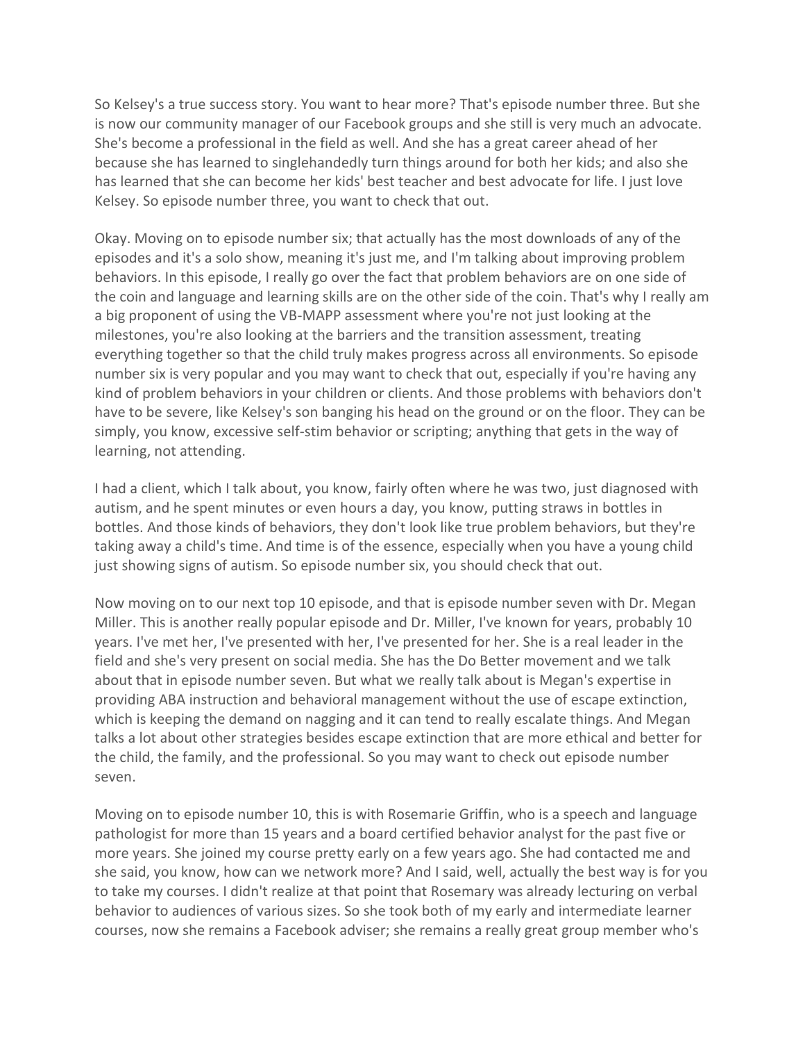So Kelsey's a true success story. You want to hear more? That's episode number three. But she is now our community manager of our Facebook groups and she still is very much an advocate. She's become a professional in the field as well. And she has a great career ahead of her because she has learned to singlehandedly turn things around for both her kids; and also she has learned that she can become her kids' best teacher and best advocate for life. I just love Kelsey. So episode number three, you want to check that out.

Okay. Moving on to episode number six; that actually has the most downloads of any of the episodes and it's a solo show, meaning it's just me, and I'm talking about improving problem behaviors. In this episode, I really go over the fact that problem behaviors are on one side of the coin and language and learning skills are on the other side of the coin. That's why I really am a big proponent of using the VB-MAPP assessment where you're not just looking at the milestones, you're also looking at the barriers and the transition assessment, treating everything together so that the child truly makes progress across all environments. So episode number six is very popular and you may want to check that out, especially if you're having any kind of problem behaviors in your children or clients. And those problems with behaviors don't have to be severe, like Kelsey's son banging his head on the ground or on the floor. They can be simply, you know, excessive self-stim behavior or scripting; anything that gets in the way of learning, not attending.

I had a client, which I talk about, you know, fairly often where he was two, just diagnosed with autism, and he spent minutes or even hours a day, you know, putting straws in bottles in bottles. And those kinds of behaviors, they don't look like true problem behaviors, but they're taking away a child's time. And time is of the essence, especially when you have a young child just showing signs of autism. So episode number six, you should check that out.

Now moving on to our next top 10 episode, and that is episode number seven with Dr. Megan Miller. This is another really popular episode and Dr. Miller, I've known for years, probably 10 years. I've met her, I've presented with her, I've presented for her. She is a real leader in the field and she's very present on social media. She has the Do Better movement and we talk about that in episode number seven. But what we really talk about is Megan's expertise in providing ABA instruction and behavioral management without the use of escape extinction, which is keeping the demand on nagging and it can tend to really escalate things. And Megan talks a lot about other strategies besides escape extinction that are more ethical and better for the child, the family, and the professional. So you may want to check out episode number seven.

Moving on to episode number 10, this is with Rosemarie Griffin, who is a speech and language pathologist for more than 15 years and a board certified behavior analyst for the past five or more years. She joined my course pretty early on a few years ago. She had contacted me and she said, you know, how can we network more? And I said, well, actually the best way is for you to take my courses. I didn't realize at that point that Rosemary was already lecturing on verbal behavior to audiences of various sizes. So she took both of my early and intermediate learner courses, now she remains a Facebook adviser; she remains a really great group member who's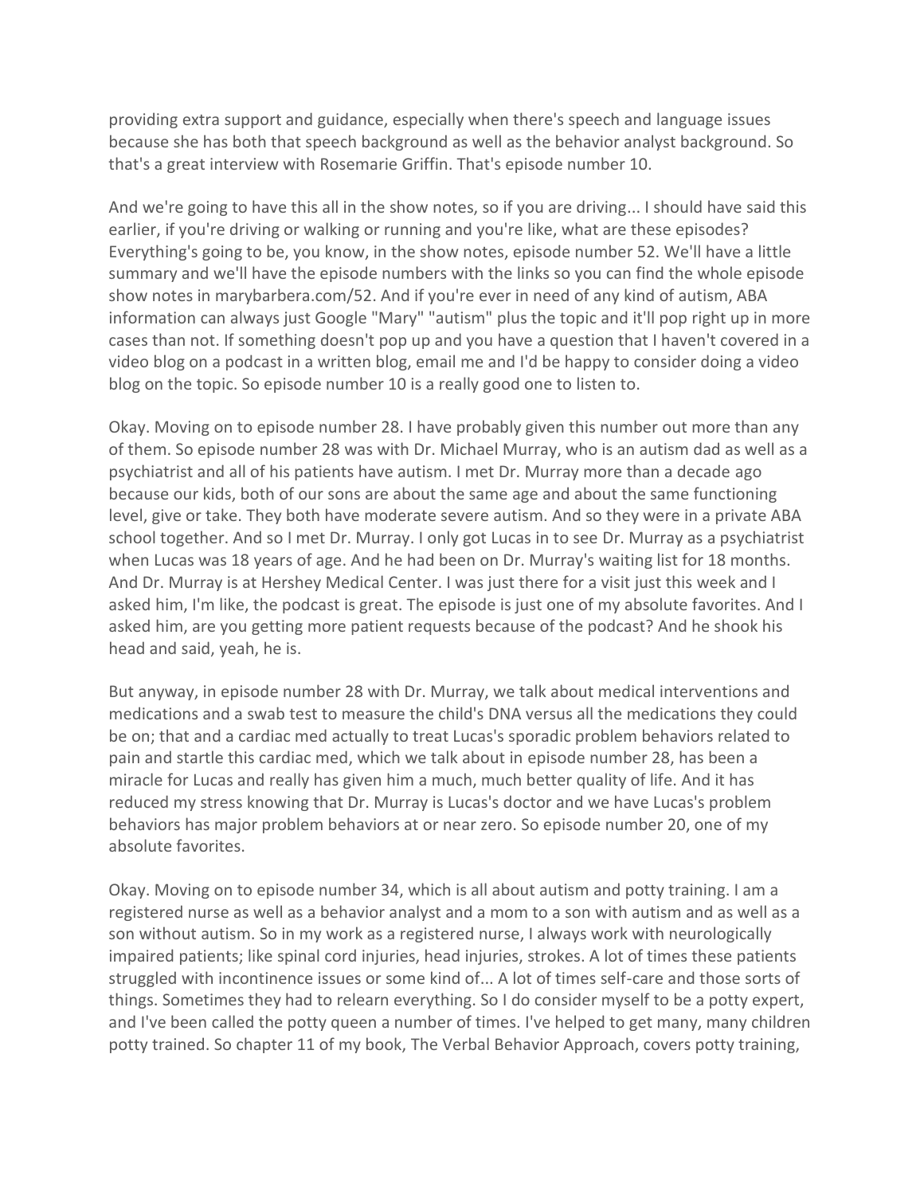providing extra support and guidance, especially when there's speech and language issues because she has both that speech background as well as the behavior analyst background. So that's a great interview with Rosemarie Griffin. That's episode number 10.

And we're going to have this all in the show notes, so if you are driving... I should have said this earlier, if you're driving or walking or running and you're like, what are these episodes? Everything's going to be, you know, in the show notes, episode number 52. We'll have a little summary and we'll have the episode numbers with the links so you can find the whole episode show notes in marybarbera.com/52. And if you're ever in need of any kind of autism, ABA information can always just Google "Mary" "autism" plus the topic and it'll pop right up in more cases than not. If something doesn't pop up and you have a question that I haven't covered in a video blog on a podcast in a written blog, email me and I'd be happy to consider doing a video blog on the topic. So episode number 10 is a really good one to listen to.

Okay. Moving on to episode number 28. I have probably given this number out more than any of them. So episode number 28 was with Dr. Michael Murray, who is an autism dad as well as a psychiatrist and all of his patients have autism. I met Dr. Murray more than a decade ago because our kids, both of our sons are about the same age and about the same functioning level, give or take. They both have moderate severe autism. And so they were in a private ABA school together. And so I met Dr. Murray. I only got Lucas in to see Dr. Murray as a psychiatrist when Lucas was 18 years of age. And he had been on Dr. Murray's waiting list for 18 months. And Dr. Murray is at Hershey Medical Center. I was just there for a visit just this week and I asked him, I'm like, the podcast is great. The episode is just one of my absolute favorites. And I asked him, are you getting more patient requests because of the podcast? And he shook his head and said, yeah, he is.

But anyway, in episode number 28 with Dr. Murray, we talk about medical interventions and medications and a swab test to measure the child's DNA versus all the medications they could be on; that and a cardiac med actually to treat Lucas's sporadic problem behaviors related to pain and startle this cardiac med, which we talk about in episode number 28, has been a miracle for Lucas and really has given him a much, much better quality of life. And it has reduced my stress knowing that Dr. Murray is Lucas's doctor and we have Lucas's problem behaviors has major problem behaviors at or near zero. So episode number 20, one of my absolute favorites.

Okay. Moving on to episode number 34, which is all about autism and potty training. I am a registered nurse as well as a behavior analyst and a mom to a son with autism and as well as a son without autism. So in my work as a registered nurse, I always work with neurologically impaired patients; like spinal cord injuries, head injuries, strokes. A lot of times these patients struggled with incontinence issues or some kind of... A lot of times self-care and those sorts of things. Sometimes they had to relearn everything. So I do consider myself to be a potty expert, and I've been called the potty queen a number of times. I've helped to get many, many children potty trained. So chapter 11 of my book, The Verbal Behavior Approach, covers potty training,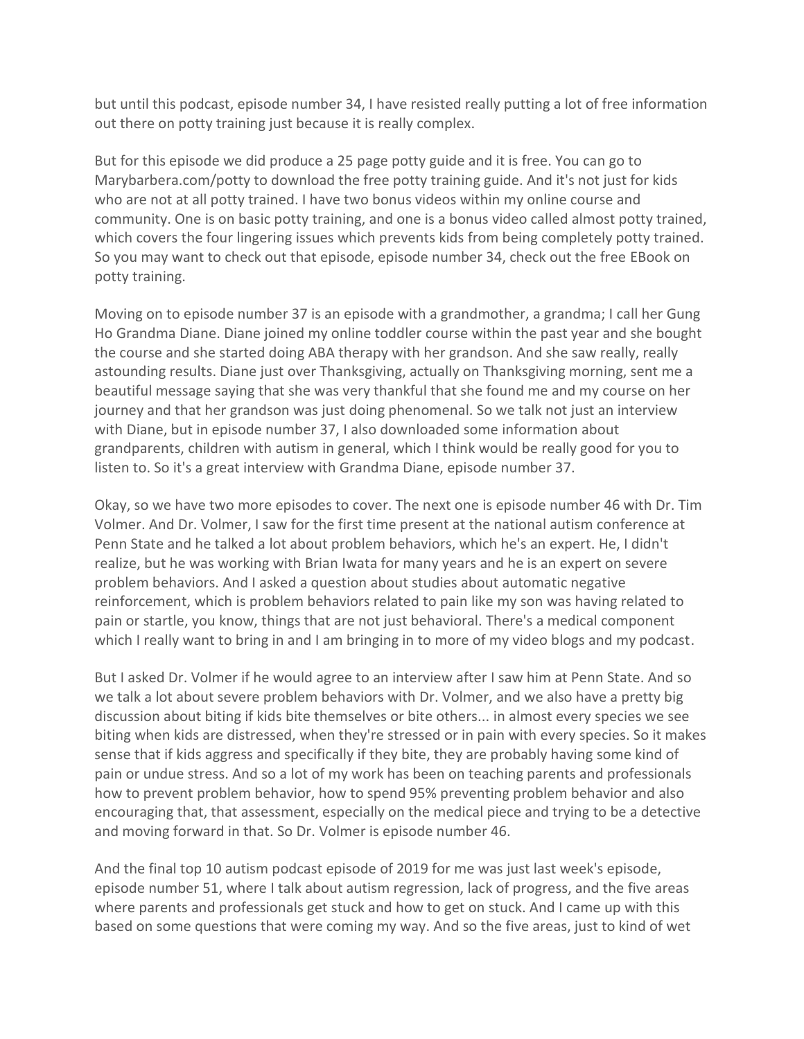but until this podcast, episode number 34, I have resisted really putting a lot of free information out there on potty training just because it is really complex.

But for this episode we did produce a 25 page potty guide and it is free. You can go to Marybarbera.com/potty to download the free potty training guide. And it's not just for kids who are not at all potty trained. I have two bonus videos within my online course and community. One is on basic potty training, and one is a bonus video called almost potty trained, which covers the four lingering issues which prevents kids from being completely potty trained. So you may want to check out that episode, episode number 34, check out the free EBook on potty training.

Moving on to episode number 37 is an episode with a grandmother, a grandma; I call her Gung Ho Grandma Diane. Diane joined my online toddler course within the past year and she bought the course and she started doing ABA therapy with her grandson. And she saw really, really astounding results. Diane just over Thanksgiving, actually on Thanksgiving morning, sent me a beautiful message saying that she was very thankful that she found me and my course on her journey and that her grandson was just doing phenomenal. So we talk not just an interview with Diane, but in episode number 37, I also downloaded some information about grandparents, children with autism in general, which I think would be really good for you to listen to. So it's a great interview with Grandma Diane, episode number 37.

Okay, so we have two more episodes to cover. The next one is episode number 46 with Dr. Tim Volmer. And Dr. Volmer, I saw for the first time present at the national autism conference at Penn State and he talked a lot about problem behaviors, which he's an expert. He, I didn't realize, but he was working with Brian Iwata for many years and he is an expert on severe problem behaviors. And I asked a question about studies about automatic negative reinforcement, which is problem behaviors related to pain like my son was having related to pain or startle, you know, things that are not just behavioral. There's a medical component which I really want to bring in and I am bringing in to more of my video blogs and my podcast.

But I asked Dr. Volmer if he would agree to an interview after I saw him at Penn State. And so we talk a lot about severe problem behaviors with Dr. Volmer, and we also have a pretty big discussion about biting if kids bite themselves or bite others... in almost every species we see biting when kids are distressed, when they're stressed or in pain with every species. So it makes sense that if kids aggress and specifically if they bite, they are probably having some kind of pain or undue stress. And so a lot of my work has been on teaching parents and professionals how to prevent problem behavior, how to spend 95% preventing problem behavior and also encouraging that, that assessment, especially on the medical piece and trying to be a detective and moving forward in that. So Dr. Volmer is episode number 46.

And the final top 10 autism podcast episode of 2019 for me was just last week's episode, episode number 51, where I talk about autism regression, lack of progress, and the five areas where parents and professionals get stuck and how to get on stuck. And I came up with this based on some questions that were coming my way. And so the five areas, just to kind of wet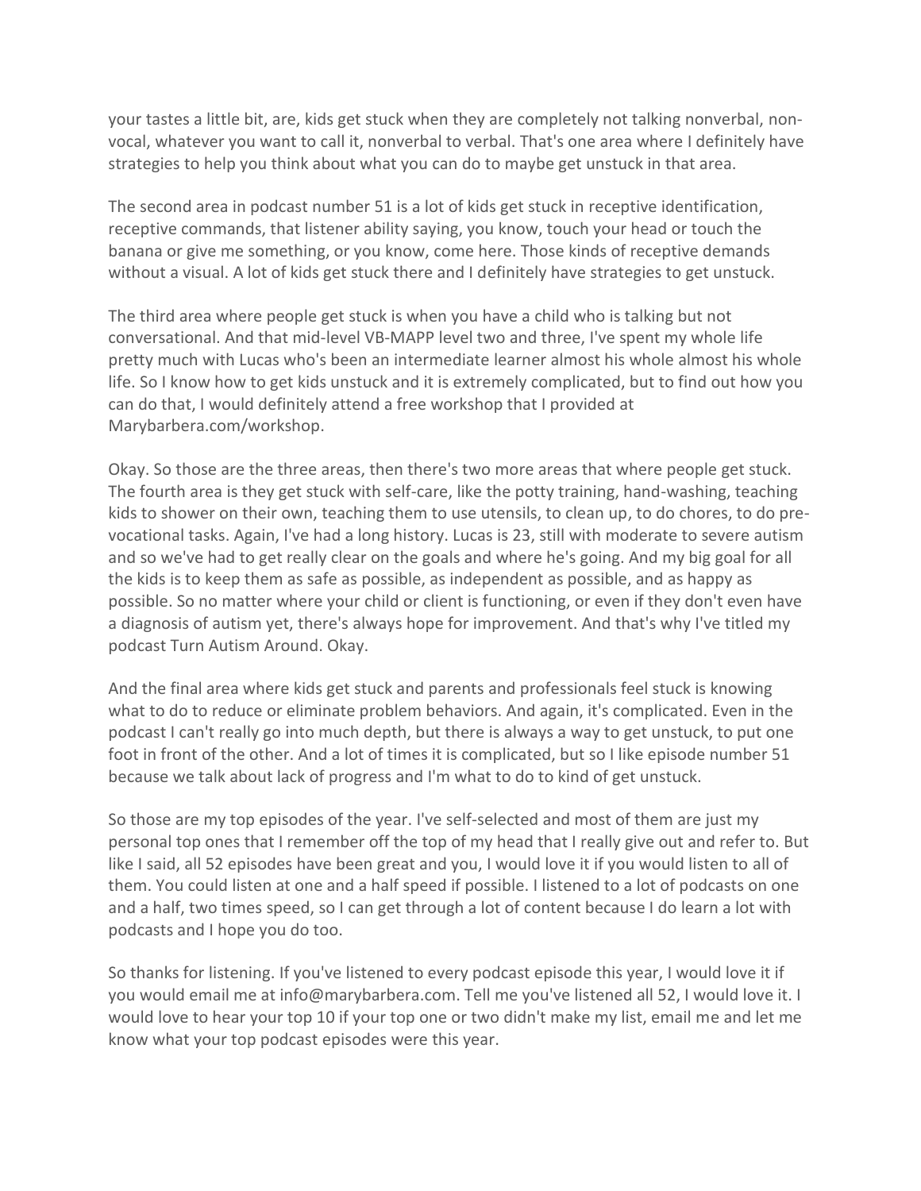your tastes a little bit, are, kids get stuck when they are completely not talking nonverbal, non-vocal, whatever you want to call it, nonverbal to verbal. That's one area where I definitely have strategies to help you think about what you can do to maybe get unstuck in that area.

The second area in podcast number 51 is a lot of kids get stuck in receptive identification, receptive commands, that listener ability saying, you know, touch your head or touch the banana or give me something, or you know, come here. Those kinds of receptive demands without a visual. A lot of kids get stuck there and I definitely have strategies to get unstuck.

The third area where people get stuck is when you have a child who is talking but not conversational. And that mid-level VB-MAPP level two and three, I've spent my whole life pretty much with Lucas who's been an intermediate learner almost his whole almost his whole life. So I know how to get kids unstuck and it is extremely complicated, but to find out how you can do that, I would definitely attend a free workshop that I provided at Marybarbera.com/workshop.

Okay. So those are the three areas, then there's two more areas that where people get stuck. The fourth area is they get stuck with self-care, like the potty training, hand-washing, teaching kids to shower on their own, teaching them to use utensils, to clean up, to do chores, to do pre-vocational tasks. Again, I've had a long history. Lucas is 23, still with moderate to severe autism and so we've had to get really clear on the goals and where he's going. And my big goal for all the kids is to keep them as safe as possible, as independent as possible, and as happy as possible. So no matter where your child or client is functioning, or even if they don't even have a diagnosis of autism yet, there's always hope for improvement. And that's why I've titled my podcast Turn Autism Around. Okay.

And the final area where kids get stuck and parents and professionals feel stuck is knowing what to do to reduce or eliminate problem behaviors. And again, it's complicated. Even in the podcast I can't really go into much depth, but there is always a way to get unstuck, to put one foot in front of the other. And a lot of times it is complicated, but so I like episode number 51 because we talk about lack of progress and I'm what to do to kind of get unstuck.

So those are my top episodes of the year. I've self-selected and most of them are just my personal top ones that I remember off the top of my head that I really give out and refer to. But like I said, all 52 episodes have been great and you, I would love it if you would listen to all of them. You could listen at one and a half speed if possible. I listened to a lot of podcasts on one and a half, two times speed, so I can get through a lot of content because I do learn a lot with podcasts and I hope you do too.

So thanks for listening. If you've listened to every podcast episode this year, I would love it if you would email me at info@marybarbera.com. Tell me you've listened all 52, I would love it. I would love to hear your top 10 if your top one or two didn't make my list, email me and let me know what your top podcast episodes were this year.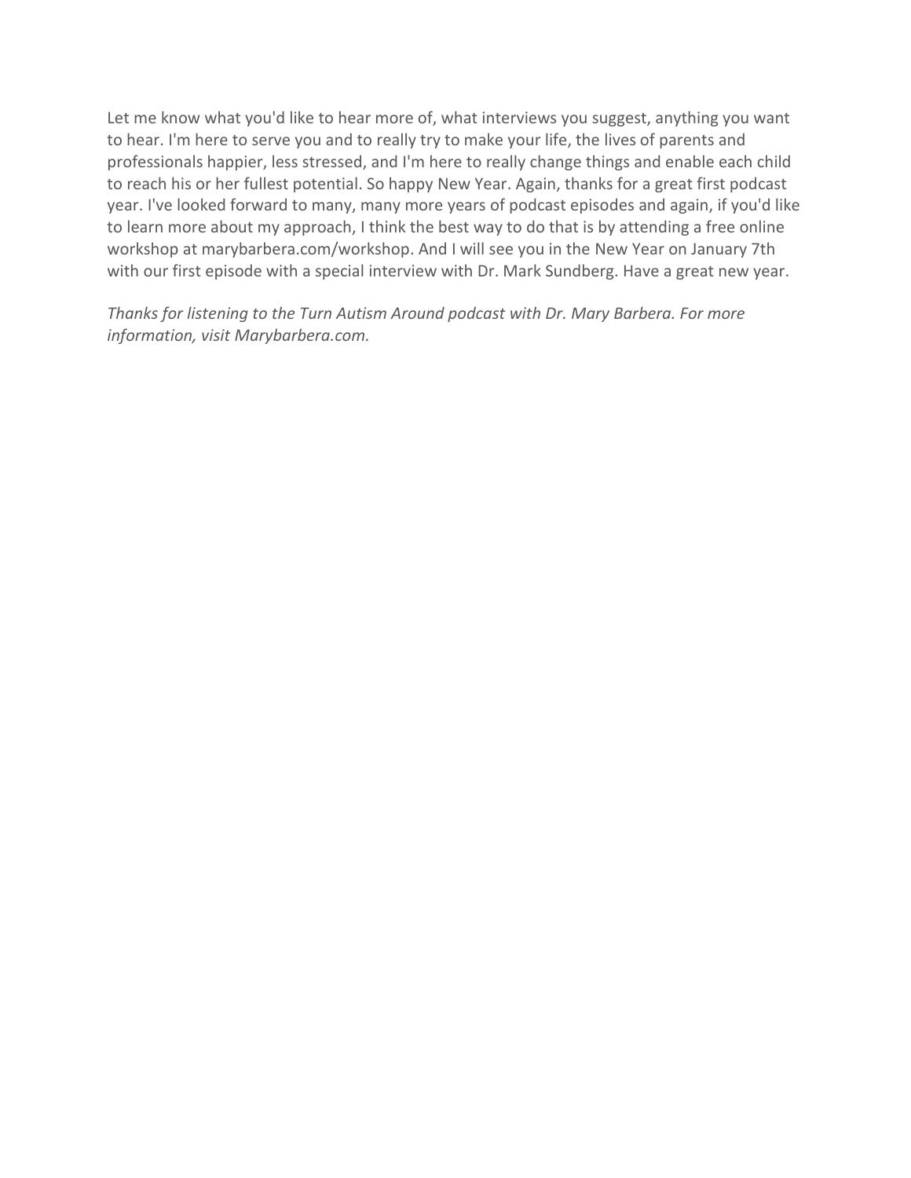Let me know what you'd like to hear more of, what interviews you suggest, anything you want to hear. I'm here to serve you and to really try to make your life, the lives of parents and professionals happier, less stressed, and I'm here to really change things and enable each child to reach his or her fullest potential. So happy New Year. Again, thanks for a great first podcast year. I've looked forward to many, many more years of podcast episodes and again, if you'd like to learn more about my approach, I think the best way to do that is by attending a free online workshop at marybarbera.com/workshop. And I will see you in the New Year on January 7th with our first episode with a special interview with Dr. Mark Sundberg. Have a great new year.

*Thanks for listening to the Turn Autism Around podcast with Dr. Mary Barbera. For more information, visit Marybarbera.com.*